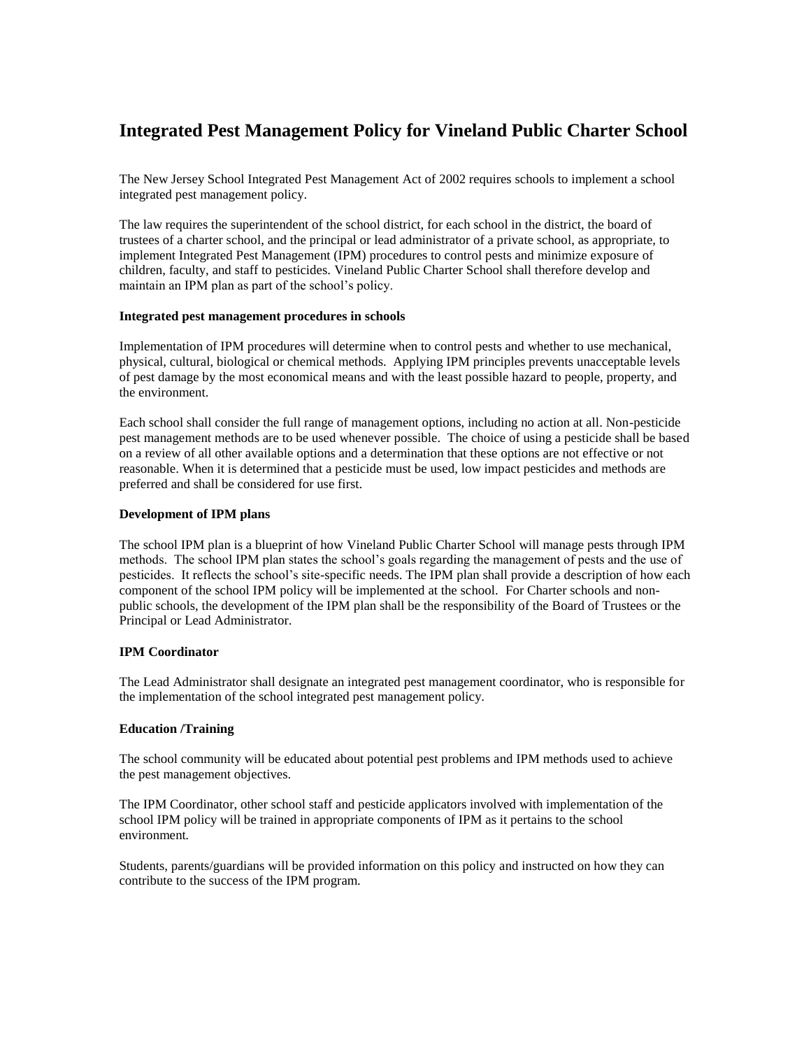# Integrated Pest Management Policy for Vineland Public Charter School

The New Jersey School Integrated Pest Management Act of 2002 requires schools to implement a school integrated pest management policy.

The law requires the superintendent of the school district, for each school in the district, the board of trustees of a charter school, and the principal or lead administrator of a private school, as appropriate, to implement Integrated Pest Management (IPM) procedures to control pests and minimize exposure of children, faculty, and staff to pesticides. Vineland Public Charter School shall therefore develop and maintain an IPM plan as part of the school's policy.

**Integrated pest management procedures in schools**

Implementation of IPM procedures will determine when to control pests and whether to use mechanical, physical, cultural, biological or chemical methods. Applying IPM principles prevents unacceptable levels of pest damage by the most economical means and with the least possible hazard to people, property, and the environment.

Each school shall consider the full range of management options, including no action at all. Non-pesticide pest management methods are to be used whenever possible. The choice of using a pesticide shall be based on a review of all other available options and a determination that these options are not effective or not reasonable. When it is determined that a pesticide must be used, low impact pesticides and methods are preferred and shall be considered for use first.

**Development of IPM plans**

The school IPM plan is a blueprint of how Vineland Public Charter School will manage pests through IPM methods. The school IPM plan states the school's goals regarding the management of pests and the use of pesticides. It reflects the school's site-specific needs. The IPM plan shall provide a description of how each component of the school IPM policy will be implemented at the school. For Charter schools and non-public schools, the development of the IPM plan shall be the responsibility of the Board of Trustees or the Principal or Lead Administrator.

**IPM Coordinator**

The Lead Administrator shall designate an integrated pest management coordinator, who is responsible for the implementation of the school integrated pest management policy.

**Education /Training**

The school community will be educated about potential pest problems and IPM methods used to achieve the pest management objectives.

The IPM Coordinator, other school staff and pesticide applicators involved with implementation of the school IPM policy will be trained in appropriate components of IPM as it pertains to the school environment.

Students, parents/guardians will be provided information on this policy and instructed on how they can contribute to the success of the IPM program.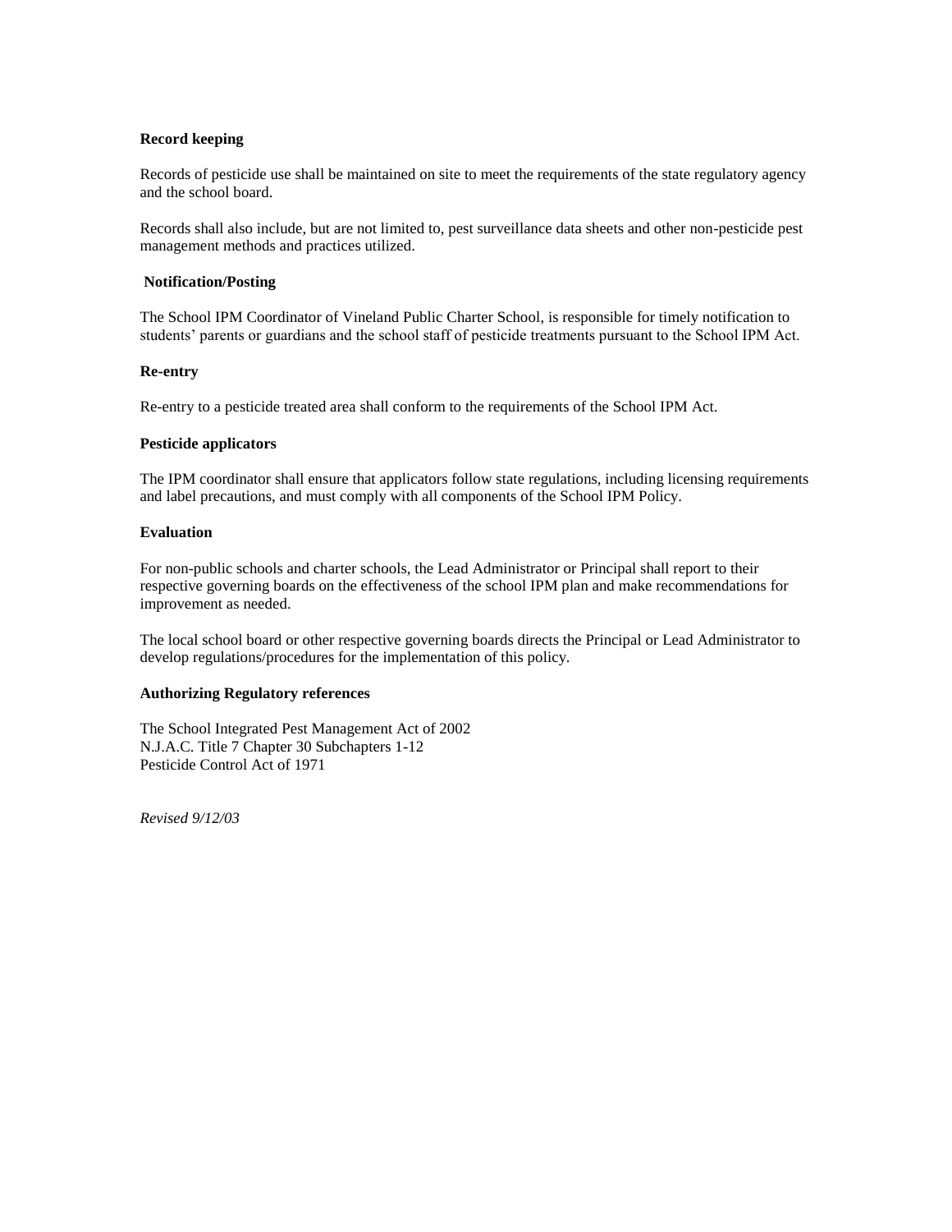**Record keeping**

Records of pesticide use shall be maintained on site to meet the requirements of the state regulatory agency and the school board.

Records shall also include, but are not limited to, pest surveillance data sheets and other non-pesticide pest management methods and practices utilized.

**Notification/Posting**

The School IPM Coordinator of Vineland Public Charter School, is responsible for timely notification to students' parents or guardians and the school staff of pesticide treatments pursuant to the School IPM Act.

**Re-entry**

Re-entry to a pesticide treated area shall conform to the requirements of the School IPM Act.

**Pesticide applicators**

The IPM coordinator shall ensure that applicators follow state regulations, including licensing requirements and label precautions, and must comply with all components of the School IPM Policy.

**Evaluation**

For non-public schools and charter schools, the Lead Administrator or Principal shall report to their respective governing boards on the effectiveness of the school IPM plan and make recommendations for improvement as needed.

The local school board or other respective governing boards directs the Principal or Lead Administrator to develop regulations/procedures for the implementation of this policy.

**Authorizing Regulatory references**

The School Integrated Pest Management Act of 2002
N.J.A.C. Title 7 Chapter 30 Subchapters 1-12
Pesticide Control Act of 1971

*Revised 9/12/03*